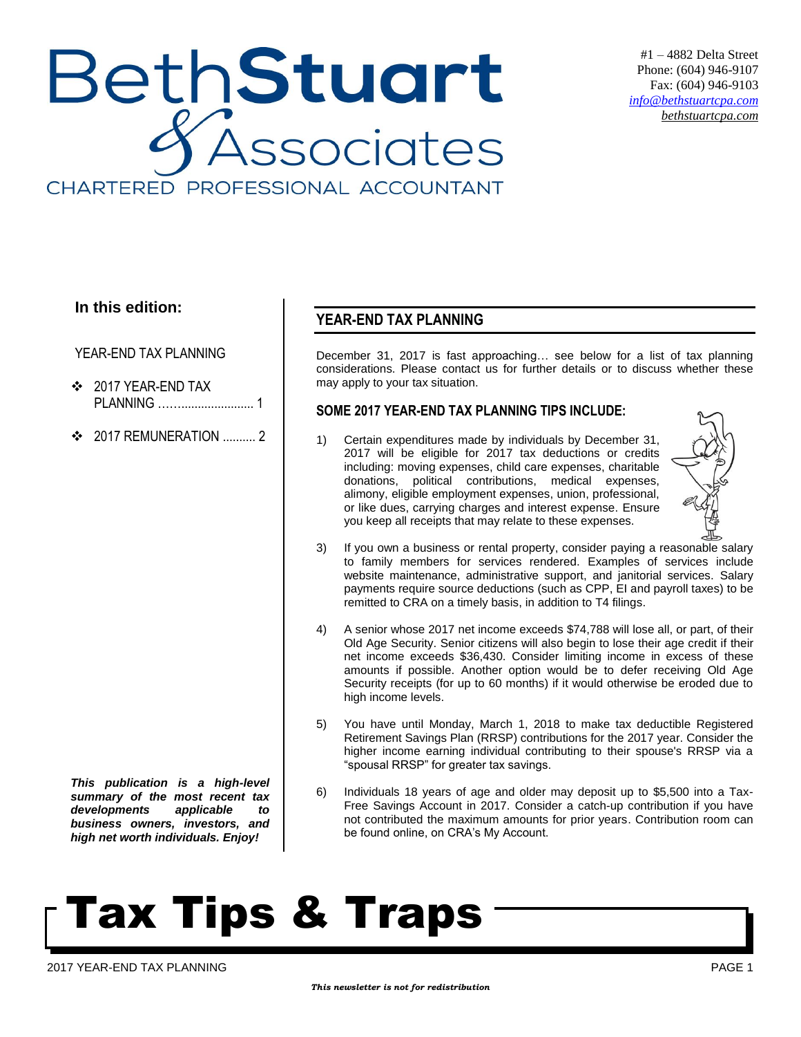# BethStuart & Associates

CHARTERED PROFESSIONAL ACCOUNTANT

#1 – 4882 Delta Street
Phone: (604) 946-9107
Fax: (604) 946-9103
info@bethstuartcpa.com
bethstuartcpa.com

**In this edition:**

YEAR-END TAX PLANNING

- 2017 YEAR-END TAX PLANNING ........................... 1
- 2017 REMUNERATION .......... 2

***This publication is a high-level summary of the most recent tax developments applicable to business owners, investors, and high net worth individuals. Enjoy!***

## YEAR-END TAX PLANNING

December 31, 2017 is fast approaching… see below for a list of tax planning considerations. Please contact us for further details or to discuss whether these may apply to your tax situation.

### SOME 2017 YEAR-END TAX PLANNING TIPS INCLUDE:

1) Certain expenditures made by individuals by December 31, 2017 will be eligible for 2017 tax deductions or credits including: moving expenses, child care expenses, charitable donations, political contributions, medical expenses, alimony, eligible employment expenses, union, professional, or like dues, carrying charges and interest expense. Ensure you keep all receipts that may relate to these expenses.

3) If you own a business or rental property, consider paying a reasonable salary to family members for services rendered. Examples of services include website maintenance, administrative support, and janitorial services. Salary payments require source deductions (such as CPP, EI and payroll taxes) to be remitted to CRA on a timely basis, in addition to T4 filings.

4) A senior whose 2017 net income exceeds $74,788 will lose all, or part, of their Old Age Security. Senior citizens will also begin to lose their age credit if their net income exceeds $36,430. Consider limiting income in excess of these amounts if possible. Another option would be to defer receiving Old Age Security receipts (for up to 60 months) if it would otherwise be eroded due to high income levels.

5) You have until Monday, March 1, 2018 to make tax deductible Registered Retirement Savings Plan (RRSP) contributions for the 2017 year. Consider the higher income earning individual contributing to their spouse's RRSP via a "spousal RRSP" for greater tax savings.

6) Individuals 18 years of age and older may deposit up to $5,500 into a Tax-Free Savings Account in 2017. Consider a catch-up contribution if you have not contributed the maximum amounts for prior years. Contribution room can be found online, on CRA's My Account.

# Tax Tips & Traps

*This newsletter is not for redistribution*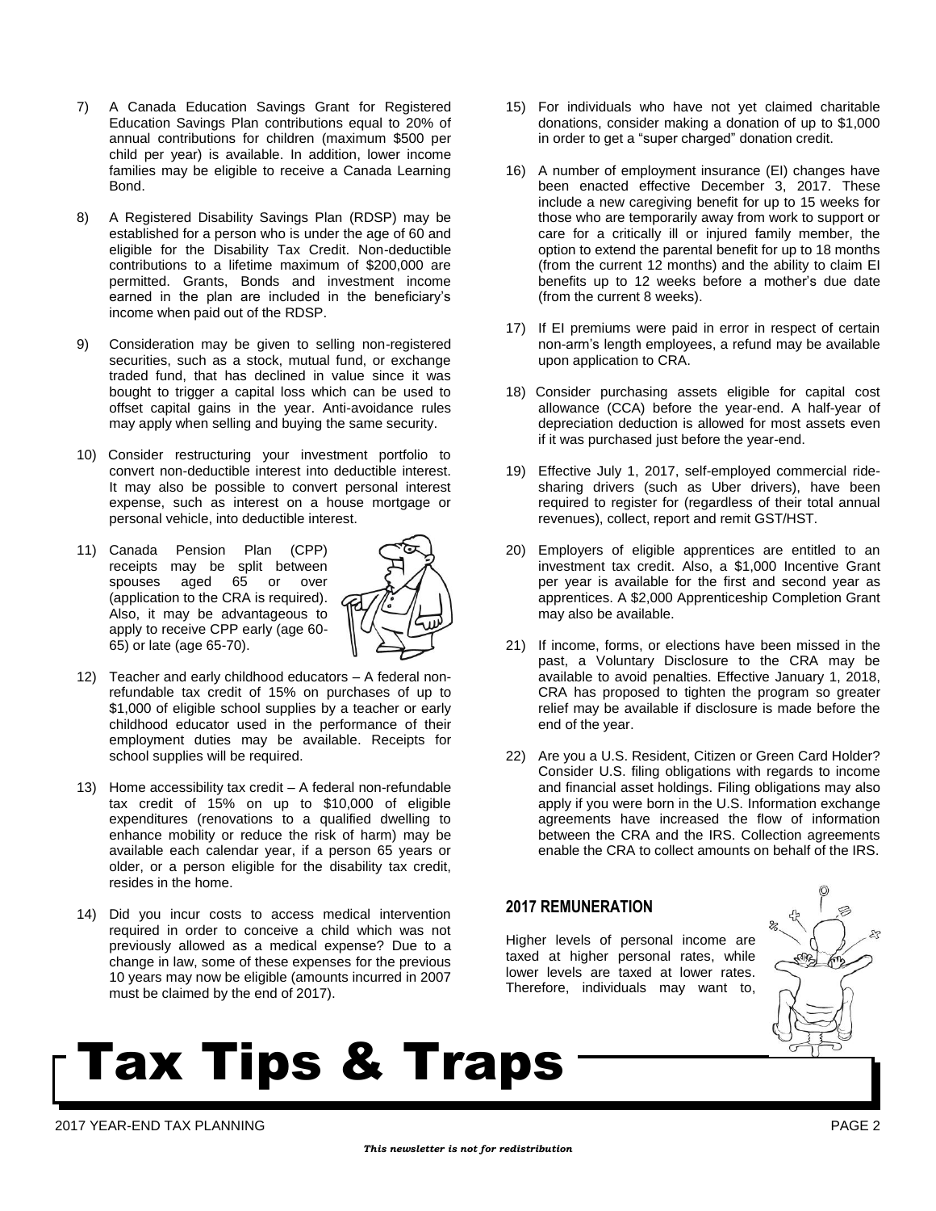7) A Canada Education Savings Grant for Registered Education Savings Plan contributions equal to 20% of annual contributions for children (maximum $500 per child per year) is available. In addition, lower income families may be eligible to receive a Canada Learning Bond.

8) A Registered Disability Savings Plan (RDSP) may be established for a person who is under the age of 60 and eligible for the Disability Tax Credit. Non-deductible contributions to a lifetime maximum of $200,000 are permitted. Grants, Bonds and investment income earned in the plan are included in the beneficiary's income when paid out of the RDSP.

9) Consideration may be given to selling non-registered securities, such as a stock, mutual fund, or exchange traded fund, that has declined in value since it was bought to trigger a capital loss which can be used to offset capital gains in the year. Anti-avoidance rules may apply when selling and buying the same security.

10) Consider restructuring your investment portfolio to convert non-deductible interest into deductible interest. It may also be possible to convert personal interest expense, such as interest on a house mortgage or personal vehicle, into deductible interest.

11) Canada Pension Plan (CPP) receipts may be split between spouses aged 65 or over (application to the CRA is required). Also, it may be advantageous to apply to receive CPP early (age 60-65) or late (age 65-70).

12) Teacher and early childhood educators – A federal non-refundable tax credit of 15% on purchases of up to $1,000 of eligible school supplies by a teacher or early childhood educator used in the performance of their employment duties may be available. Receipts for school supplies will be required.

13) Home accessibility tax credit – A federal non-refundable tax credit of 15% on up to $10,000 of eligible expenditures (renovations to a qualified dwelling to enhance mobility or reduce the risk of harm) may be available each calendar year, if a person 65 years or older, or a person eligible for the disability tax credit, resides in the home.

14) Did you incur costs to access medical intervention required in order to conceive a child which was not previously allowed as a medical expense? Due to a change in law, some of these expenses for the previous 10 years may now be eligible (amounts incurred in 2007 must be claimed by the end of 2017).

15) For individuals who have not yet claimed charitable donations, consider making a donation of up to $1,000 in order to get a "super charged" donation credit.

16) A number of employment insurance (EI) changes have been enacted effective December 3, 2017. These include a new caregiving benefit for up to 15 weeks for those who are temporarily away from work to support or care for a critically ill or injured family member, the option to extend the parental benefit for up to 18 months (from the current 12 months) and the ability to claim EI benefits up to 12 weeks before a mother's due date (from the current 8 weeks).

17) If EI premiums were paid in error in respect of certain non-arm's length employees, a refund may be available upon application to CRA.

18) Consider purchasing assets eligible for capital cost allowance (CCA) before the year-end. A half-year of depreciation deduction is allowed for most assets even if it was purchased just before the year-end.

19) Effective July 1, 2017, self-employed commercial ride-sharing drivers (such as Uber drivers), have been required to register for (regardless of their total annual revenues), collect, report and remit GST/HST.

20) Employers of eligible apprentices are entitled to an investment tax credit. Also, a $1,000 Incentive Grant per year is available for the first and second year as apprentices. A $2,000 Apprenticeship Completion Grant may also be available.

21) If income, forms, or elections have been missed in the past, a Voluntary Disclosure to the CRA may be available to avoid penalties. Effective January 1, 2018, CRA has proposed to tighten the program so greater relief may be available if disclosure is made before the end of the year.

22) Are you a U.S. Resident, Citizen or Green Card Holder? Consider U.S. filing obligations with regards to income and financial asset holdings. Filing obligations may also apply if you were born in the U.S. Information exchange agreements have increased the flow of information between the CRA and the IRS. Collection agreements enable the CRA to collect amounts on behalf of the IRS.

## 2017 REMUNERATION

Higher levels of personal income are taxed at higher personal rates, while lower levels are taxed at lower rates. Therefore, individuals may want to,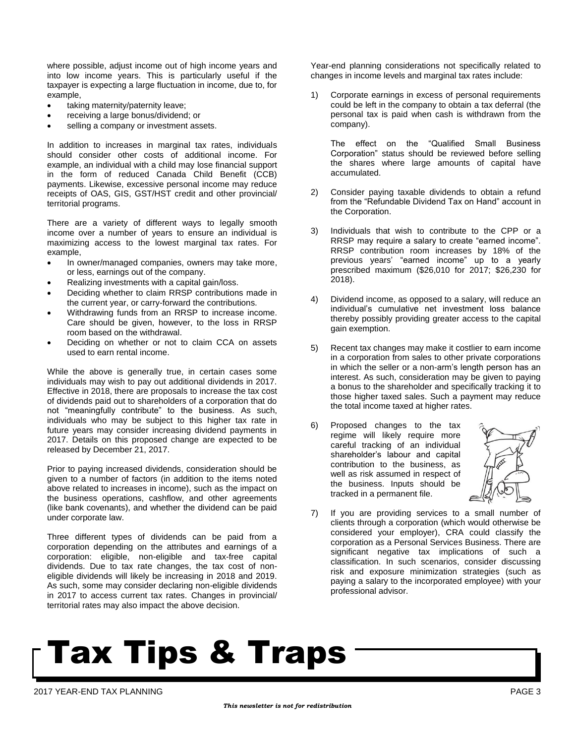where possible, adjust income out of high income years and into low income years. This is particularly useful if the taxpayer is expecting a large fluctuation in income, due to, for example,

- taking maternity/paternity leave;
- receiving a large bonus/dividend; or
- selling a company or investment assets.

In addition to increases in marginal tax rates, individuals should consider other costs of additional income. For example, an individual with a child may lose financial support in the form of reduced Canada Child Benefit (CCB) payments. Likewise, excessive personal income may reduce receipts of OAS, GIS, GST/HST credit and other provincial/ territorial programs.

There are a variety of different ways to legally smooth income over a number of years to ensure an individual is maximizing access to the lowest marginal tax rates. For example,

- In owner/managed companies, owners may take more, or less, earnings out of the company.
- Realizing investments with a capital gain/loss.
- Deciding whether to claim RRSP contributions made in the current year, or carry-forward the contributions.
- Withdrawing funds from an RRSP to increase income. Care should be given, however, to the loss in RRSP room based on the withdrawal.
- Deciding on whether or not to claim CCA on assets used to earn rental income.

While the above is generally true, in certain cases some individuals may wish to pay out additional dividends in 2017. Effective in 2018, there are proposals to increase the tax cost of dividends paid out to shareholders of a corporation that do not "meaningfully contribute" to the business. As such, individuals who may be subject to this higher tax rate in future years may consider increasing dividend payments in 2017. Details on this proposed change are expected to be released by December 21, 2017.

Prior to paying increased dividends, consideration should be given to a number of factors (in addition to the items noted above related to increases in income), such as the impact on the business operations, cashflow, and other agreements (like bank covenants), and whether the dividend can be paid under corporate law.

Three different types of dividends can be paid from a corporation depending on the attributes and earnings of a corporation: eligible, non-eligible and tax-free capital dividends. Due to tax rate changes, the tax cost of non-eligible dividends will likely be increasing in 2018 and 2019. As such, some may consider declaring non-eligible dividends in 2017 to access current tax rates. Changes in provincial/ territorial rates may also impact the above decision.

Year-end planning considerations not specifically related to changes in income levels and marginal tax rates include:

1) Corporate earnings in excess of personal requirements could be left in the company to obtain a tax deferral (the personal tax is paid when cash is withdrawn from the company).

   The effect on the "Qualified Small Business Corporation" status should be reviewed before selling the shares where large amounts of capital have accumulated.

2) Consider paying taxable dividends to obtain a refund from the "Refundable Dividend Tax on Hand" account in the Corporation.

3) Individuals that wish to contribute to the CPP or a RRSP may require a salary to create "earned income". RRSP contribution room increases by 18% of the previous years' "earned income" up to a yearly prescribed maximum ($26,010 for 2017; $26,230 for 2018).

4) Dividend income, as opposed to a salary, will reduce an individual's cumulative net investment loss balance thereby possibly providing greater access to the capital gain exemption.

5) Recent tax changes may make it costlier to earn income in a corporation from sales to other private corporations in which the seller or a non-arm's length person has an interest. As such, consideration may be given to paying a bonus to the shareholder and specifically tracking it to those higher taxed sales. Such a payment may reduce the total income taxed at higher rates.

6) Proposed changes to the tax regime will likely require more careful tracking of an individual shareholder's labour and capital contribution to the business, as well as risk assumed in respect of the business. Inputs should be tracked in a permanent file.

7) If you are providing services to a small number of clients through a corporation (which would otherwise be considered your employer), CRA could classify the corporation as a Personal Services Business. There are significant negative tax implications of such a classification. In such scenarios, consider discussing risk and exposure minimization strategies (such as paying a salary to the incorporated employee) with your professional advisor.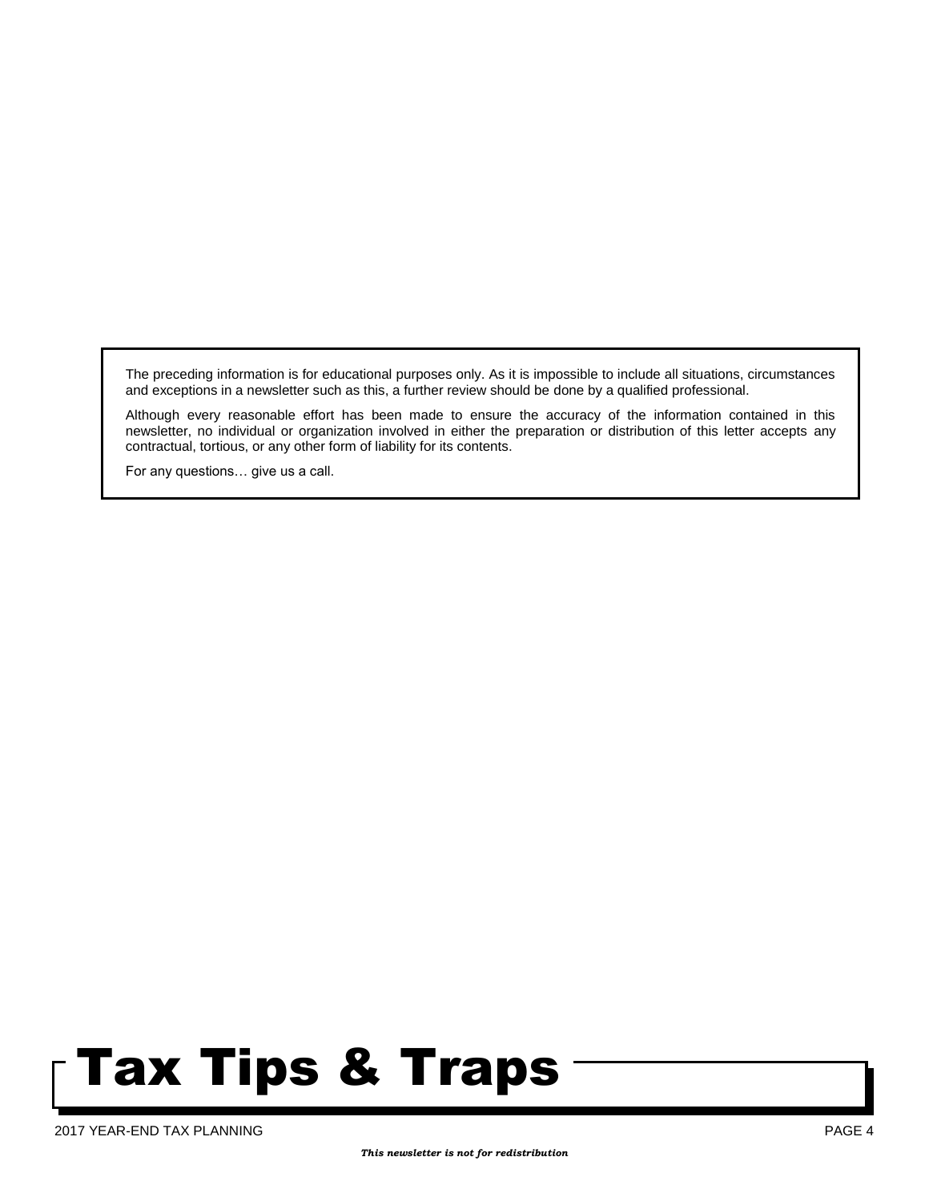The preceding information is for educational purposes only. As it is impossible to include all situations, circumstances and exceptions in a newsletter such as this, a further review should be done by a qualified professional.

Although every reasonable effort has been made to ensure the accuracy of the information contained in this newsletter, no individual or organization involved in either the preparation or distribution of this letter accepts any contractual, tortious, or any other form of liability for its contents.

For any questions… give us a call.

# Tax Tips & Traps

***This newsletter is not for redistribution***